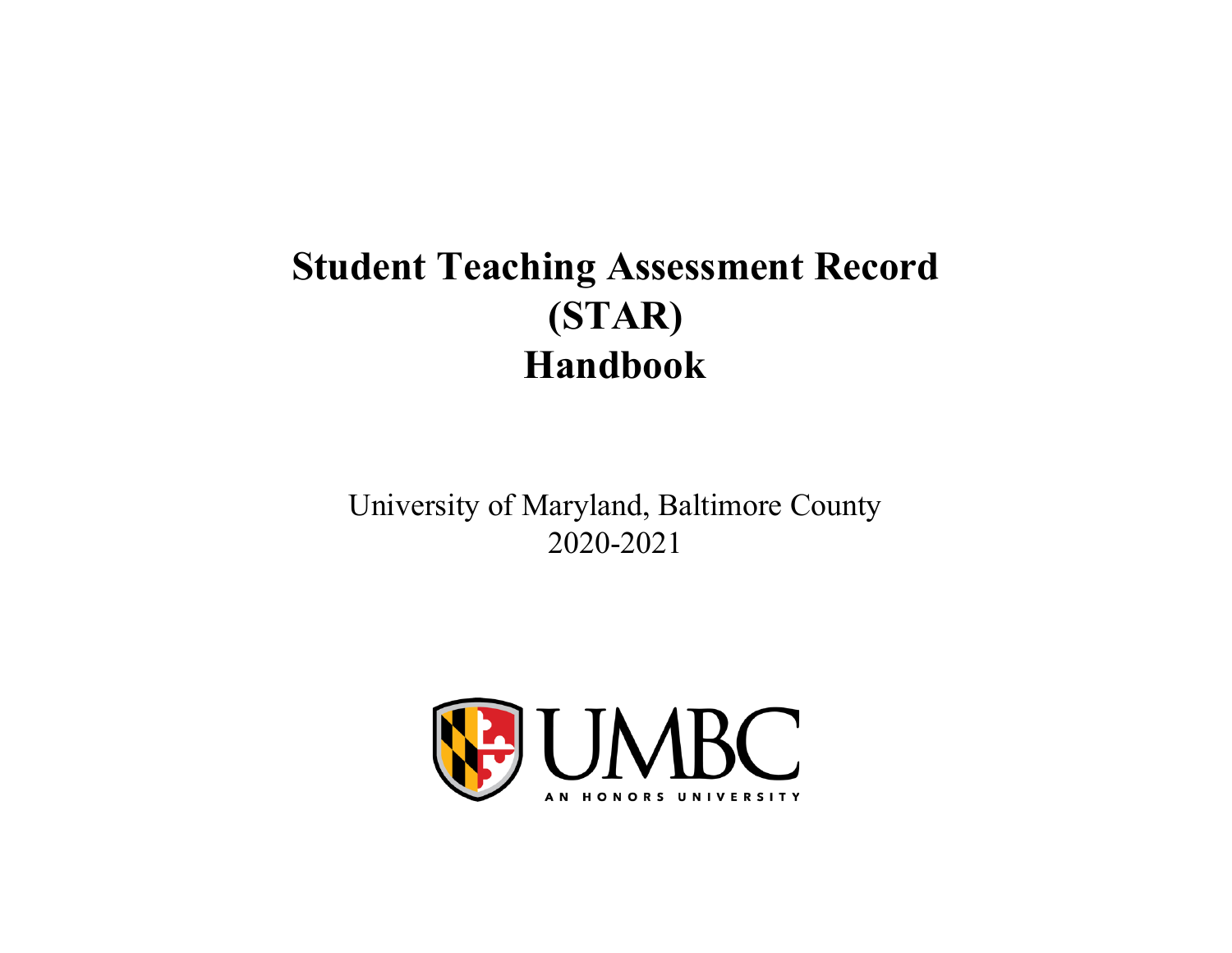# Student Teaching Assessment Record (STAR) Handbook

University of Maryland, Baltimore County

2020-2021

UMBC

AN HONORS UNIVERSITY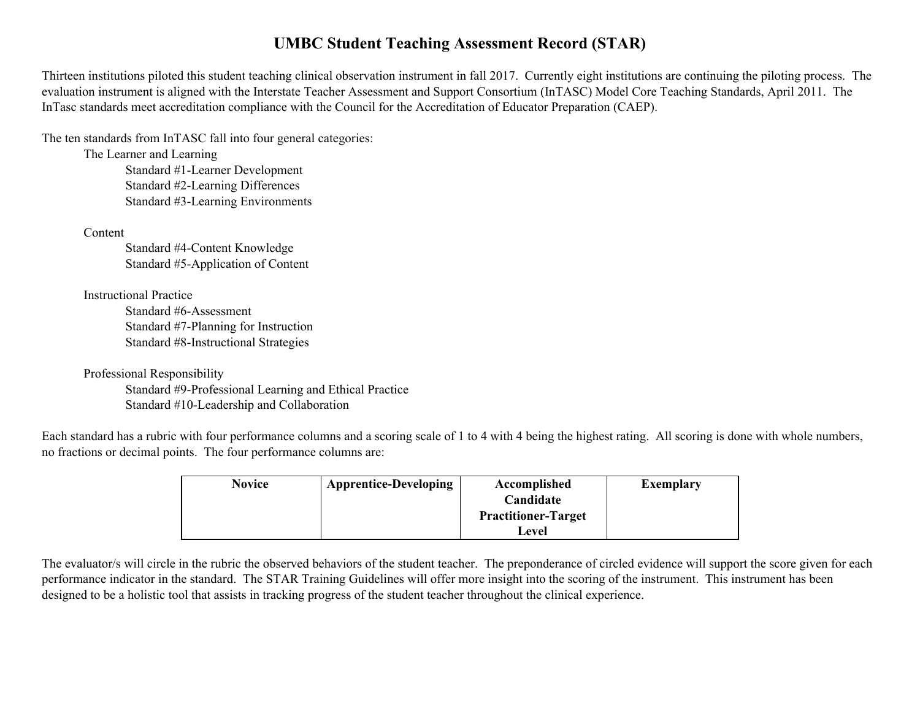# UMBC Student Teaching Assessment Record (STAR)

Thirteen institutions piloted this student teaching clinical observation instrument in fall 2017. Currently eight institutions are continuing the piloting process. The evaluation instrument is aligned with the Interstate Teacher Assessment and Support Consortium (InTASC) Model Core Teaching Standards, April 2011. The InTasc standards meet accreditation compliance with the Council for the Accreditation of Educator Preparation (CAEP).

The ten standards from InTASC fall into four general categories:

The Learner and Learning
- Standard #1-Learner Development
- Standard #2-Learning Differences
- Standard #3-Learning Environments

Content
- Standard #4-Content Knowledge
- Standard #5-Application of Content

Instructional Practice
- Standard #6-Assessment
- Standard #7-Planning for Instruction
- Standard #8-Instructional Strategies

Professional Responsibility
- Standard #9-Professional Learning and Ethical Practice
- Standard #10-Leadership and Collaboration

Each standard has a rubric with four performance columns and a scoring scale of 1 to 4 with 4 being the highest rating. All scoring is done with whole numbers, no fractions or decimal points. The four performance columns are:

| Novice | Apprentice-Developing | Accomplished Candidate Practitioner-Target Level | Exemplary |
|---|---|---|---|

The evaluator/s will circle in the rubric the observed behaviors of the student teacher. The preponderance of circled evidence will support the score given for each performance indicator in the standard. The STAR Training Guidelines will offer more insight into the scoring of the instrument. This instrument has been designed to be a holistic tool that assists in tracking progress of the student teacher throughout the clinical experience.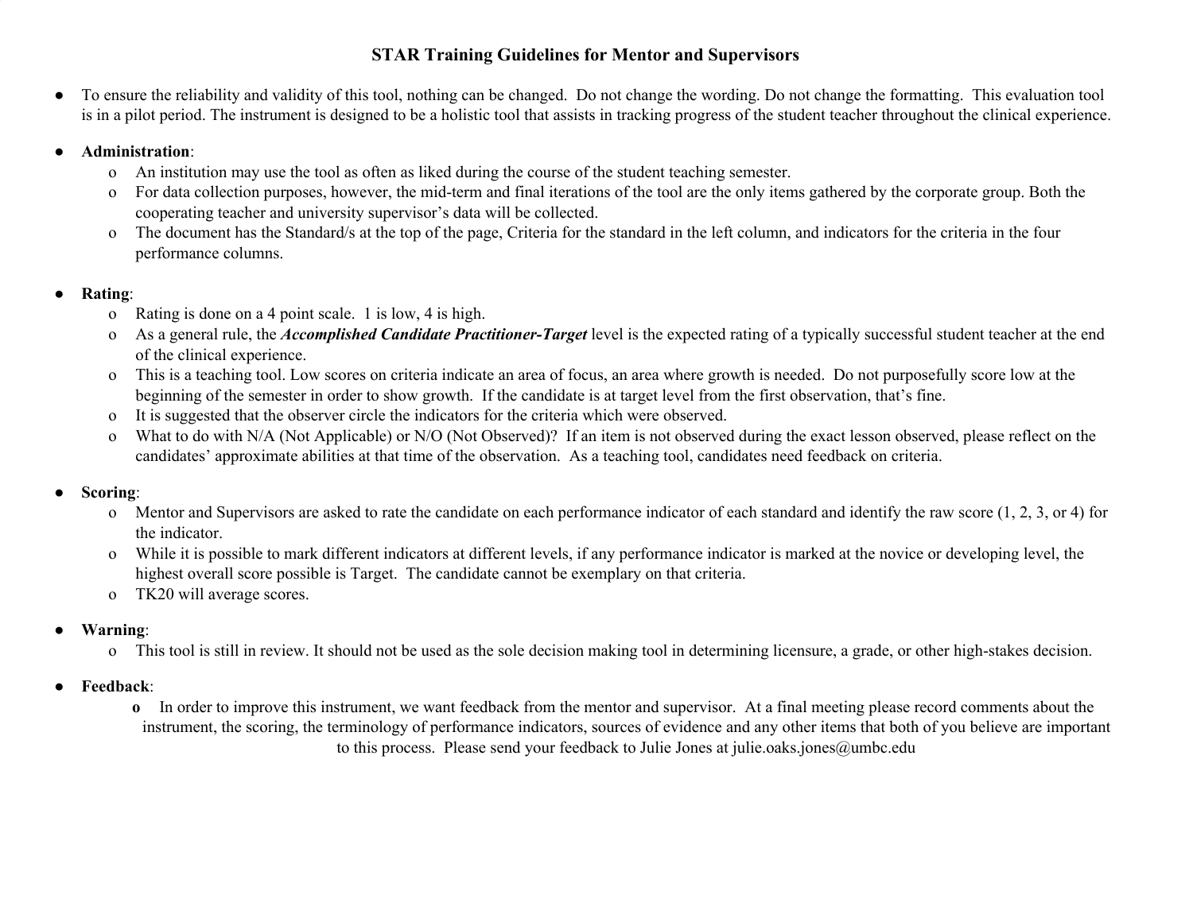# STAR Training Guidelines for Mentor and Supervisors

- To ensure the reliability and validity of this tool, nothing can be changed. Do not change the wording. Do not change the formatting. This evaluation tool is in a pilot period. The instrument is designed to be a holistic tool that assists in tracking progress of the student teacher throughout the clinical experience.

- **Administration**:
  - An institution may use the tool as often as liked during the course of the student teaching semester.
  - For data collection purposes, however, the mid-term and final iterations of the tool are the only items gathered by the corporate group. Both the cooperating teacher and university supervisor's data will be collected.
  - The document has the Standard/s at the top of the page, Criteria for the standard in the left column, and indicators for the criteria in the four performance columns.

- **Rating**:
  - Rating is done on a 4 point scale. 1 is low, 4 is high.
  - As a general rule, the ***Accomplished Candidate Practitioner-Target*** level is the expected rating of a typically successful student teacher at the end of the clinical experience.
  - This is a teaching tool. Low scores on criteria indicate an area of focus, an area where growth is needed. Do not purposefully score low at the beginning of the semester in order to show growth. If the candidate is at target level from the first observation, that's fine.
  - It is suggested that the observer circle the indicators for the criteria which were observed.
  - What to do with N/A (Not Applicable) or N/O (Not Observed)? If an item is not observed during the exact lesson observed, please reflect on the candidates' approximate abilities at that time of the observation. As a teaching tool, candidates need feedback on criteria.

- **Scoring**:
  - Mentor and Supervisors are asked to rate the candidate on each performance indicator of each standard and identify the raw score (1, 2, 3, or 4) for the indicator.
  - While it is possible to mark different indicators at different levels, if any performance indicator is marked at the novice or developing level, the highest overall score possible is Target. The candidate cannot be exemplary on that criteria.
  - TK20 will average scores.

- **Warning**:
  - This tool is still in review. It should not be used as the sole decision making tool in determining licensure, a grade, or other high-stakes decision.

- **Feedback**:
  - In order to improve this instrument, we want feedback from the mentor and supervisor. At a final meeting please record comments about the instrument, the scoring, the terminology of performance indicators, sources of evidence and any other items that both of you believe are important to this process. Please send your feedback to Julie Jones at julie.oaks.jones@umbc.edu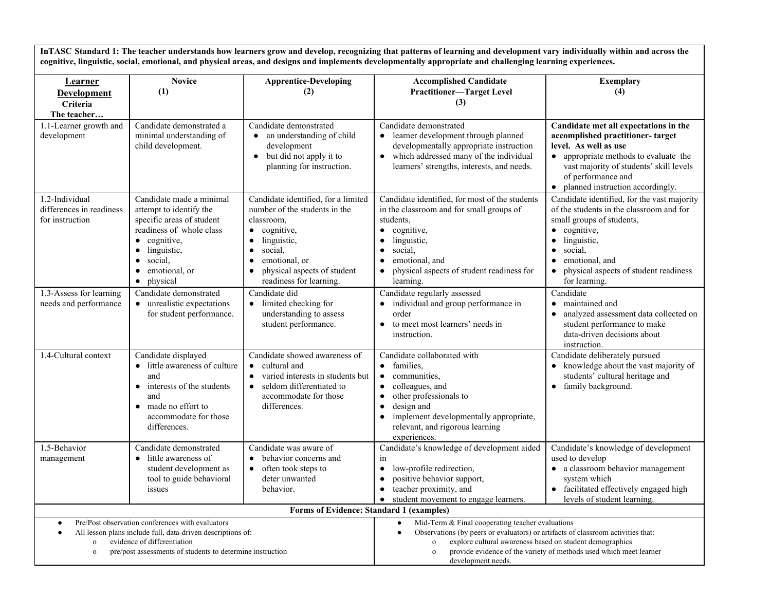**InTASC Standard 1: The teacher understands how learners grow and develop, recognizing that patterns of learning and development vary individually within and across the cognitive, linguistic, social, emotional, and physical areas, and designs and implements developmentally appropriate and challenging learning experiences.**

| **Learner Development** Criteria The teacher… | **Novice (1)** | **Apprentice-Developing (2)** | **Accomplished Candidate Practitioner—Target Level (3)** | **Exemplary (4)** |
|---|---|---|---|---|
| 1.1-Learner growth and development | Candidate demonstrated a minimal understanding of child development. | Candidate demonstrated <br>• an understanding of child development <br>• but did not apply it to planning for instruction. | Candidate demonstrated <br>• learner development through planned developmentally appropriate instruction <br>• which addressed many of the individual learners' strengths, interests, and needs. | **Candidate met all expectations in the accomplished practitioner- target level. As well as use** <br>• appropriate methods to evaluate the vast majority of students' skill levels of performance and <br>• planned instruction accordingly. |
| 1.2-Individual differences in readiness for instruction | Candidate made a minimal attempt to identify the specific areas of student readiness of whole class <br>• cognitive, <br>• linguistic, <br>• social, <br>• emotional, or <br>• physical | Candidate identified, for a limited number of the students in the classroom, <br>• cognitive, <br>• linguistic, <br>• social, <br>• emotional, or <br>• physical aspects of student readiness for learning. | Candidate identified, for most of the students in the classroom and for small groups of students, <br>• cognitive, <br>• linguistic, <br>• social, <br>• emotional, and <br>• physical aspects of student readiness for learning. | Candidate identified, for the vast majority of the students in the classroom and for small groups of students, <br>• cognitive, <br>• linguistic, <br>• social, <br>• emotional, and <br>• physical aspects of student readiness for learning. |
| 1.3-Assess for learning needs and performance | Candidate demonstrated <br>• unrealistic expectations for student performance. | Candidate did <br>• limited checking for understanding to assess student performance. | Candidate regularly assessed <br>• individual and group performance in order <br>• to meet most learners' needs in instruction. | Candidate <br>• maintained and <br>• analyzed assessment data collected on student performance to make data-driven decisions about instruction. |
| 1.4-Cultural context | Candidate displayed <br>• little awareness of culture and <br>• interests of the students and <br>• made no effort to accommodate for those differences. | Candidate showed awareness of <br>• cultural and <br>• varied interests in students but <br>• seldom differentiated to accommodate for those differences. | Candidate collaborated with <br>• families, <br>• communities, <br>• colleagues, and <br>• other professionals to <br>• design and <br>• implement developmentally appropriate, relevant, and rigorous learning experiences. | Candidate deliberately pursued <br>• knowledge about the vast majority of students' cultural heritage and <br>• family background. |
| 1.5-Behavior management | Candidate demonstrated <br>• little awareness of student development as tool to guide behavioral issues | Candidate was aware of <br>• behavior concerns and <br>• often took steps to deter unwanted behavior. | Candidate's knowledge of development aided in <br>• low-profile redirection, <br>• positive behavior support, <br>• teacher proximity, and <br>• student movement to engage learners. | Candidate's knowledge of development used to develop <br>• a classroom behavior management system which <br>• facilitated effectively engaged high levels of student learning. |

**Forms of Evidence: Standard 1 (examples)**

- Pre/Post observation conferences with evaluators
- All lesson plans include full, data-driven descriptions of:
  - evidence of differentiation
  - pre/post assessments of students to determine instruction
- Mid-Term & Final cooperating teacher evaluations
- Observations (by peers or evaluators) or artifacts of classroom activities that:
  - explore cultural awareness based on student demographics
  - provide evidence of the variety of methods used which meet learner development needs.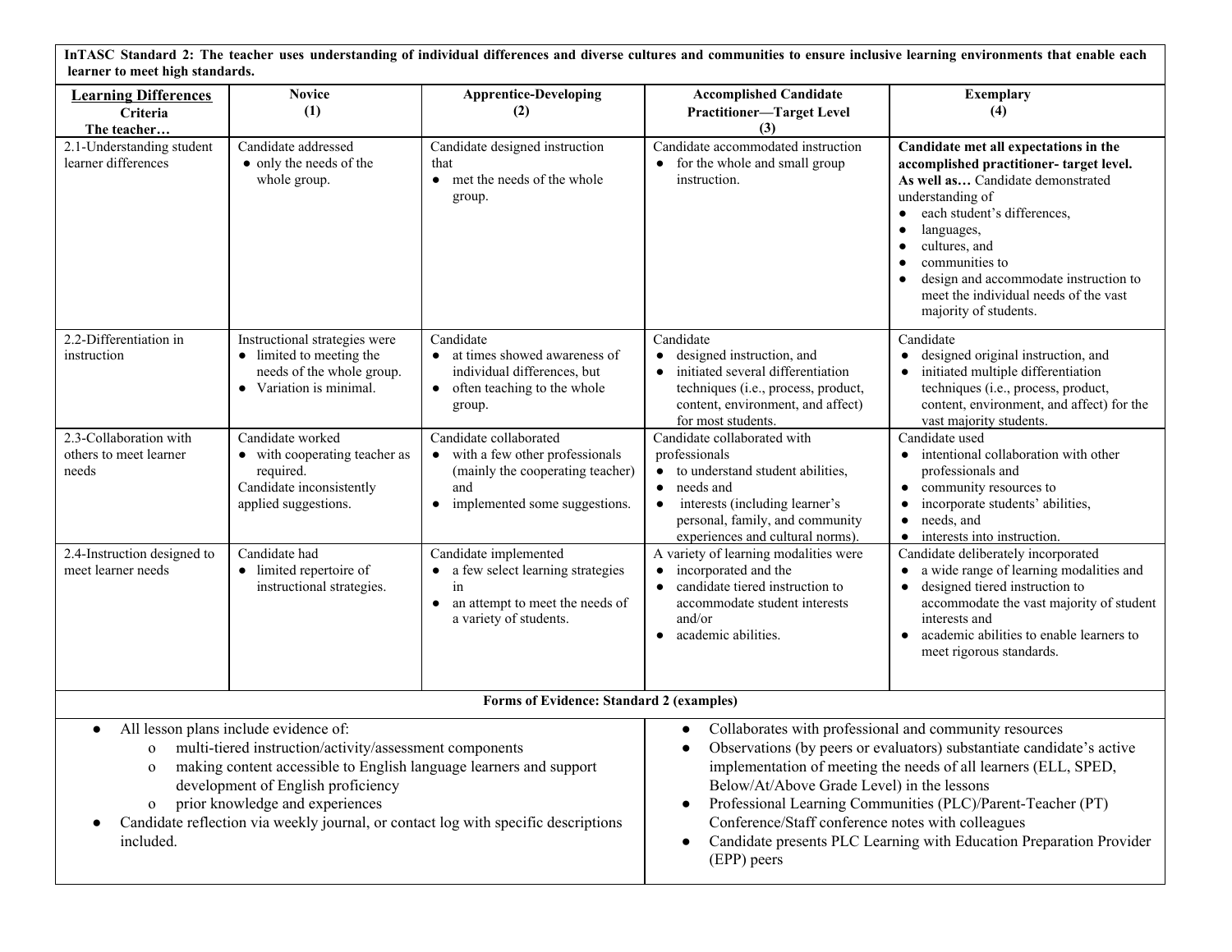**InTASC Standard 2: The teacher uses understanding of individual differences and diverse cultures and communities to ensure inclusive learning environments that enable each learner to meet high standards.**

| **Learning Differences** **Criteria** **The teacher…** | **Novice (1)** | **Apprentice-Developing (2)** | **Accomplished Candidate Practitioner—Target Level (3)** | **Exemplary (4)** |
|---|---|---|---|---|
| 2.1-Understanding student learner differences | Candidate addressed <br>• only the needs of the whole group. | Candidate designed instruction that <br>• met the needs of the whole group. | Candidate accommodated instruction <br>• for the whole and small group instruction. | **Candidate met all expectations in the accomplished practitioner- target level. As well as…** Candidate demonstrated understanding of <br>• each student's differences, <br>• languages, <br>• cultures, and <br>• communities to <br>• design and accommodate instruction to meet the individual needs of the vast majority of students. |
| 2.2-Differentiation in instruction | Instructional strategies were <br>• limited to meeting the needs of the whole group. <br>• Variation is minimal. | Candidate <br>• at times showed awareness of individual differences, but <br>• often teaching to the whole group. | Candidate <br>• designed instruction, and <br>• initiated several differentiation techniques (i.e., process, product, content, environment, and affect) for most students. | Candidate <br>• designed original instruction, and <br>• initiated multiple differentiation techniques (i.e., process, product, content, environment, and affect) for the vast majority students. |
| 2.3-Collaboration with others to meet learner needs | Candidate worked <br>• with cooperating teacher as required. <br>Candidate inconsistently applied suggestions. | Candidate collaborated <br>• with a few other professionals (mainly the cooperating teacher) and <br>• implemented some suggestions. | Candidate collaborated with professionals <br>• to understand student abilities, <br>• needs and <br>• interests (including learner's personal, family, and community experiences and cultural norms). | Candidate used <br>• intentional collaboration with other professionals and <br>• community resources to <br>• incorporate students' abilities, <br>• needs, and <br>• interests into instruction. |
| 2.4-Instruction designed to meet learner needs | Candidate had <br>• limited repertoire of instructional strategies. | Candidate implemented <br>• a few select learning strategies in <br>• an attempt to meet the needs of a variety of students. | A variety of learning modalities were <br>• incorporated and the <br>• candidate tiered instruction to accommodate student interests and/or <br>• academic abilities. | Candidate deliberately incorporated <br>• a wide range of learning modalities and <br>• designed tiered instruction to accommodate the vast majority of student interests and <br>• academic abilities to enable learners to meet rigorous standards. |

**Forms of Evidence: Standard 2 (examples)**

- All lesson plans include evidence of:
  - multi-tiered instruction/activity/assessment components
  - making content accessible to English language learners and support development of English proficiency
  - prior knowledge and experiences
- Candidate reflection via weekly journal, or contact log with specific descriptions included.
- Collaborates with professional and community resources
- Observations (by peers or evaluators) substantiate candidate's active implementation of meeting the needs of all learners (ELL, SPED, Below/At/Above Grade Level) in the lessons
- Professional Learning Communities (PLC)/Parent-Teacher (PT) Conference/Staff conference notes with colleagues
- Candidate presents PLC Learning with Education Preparation Provider (EPP) peers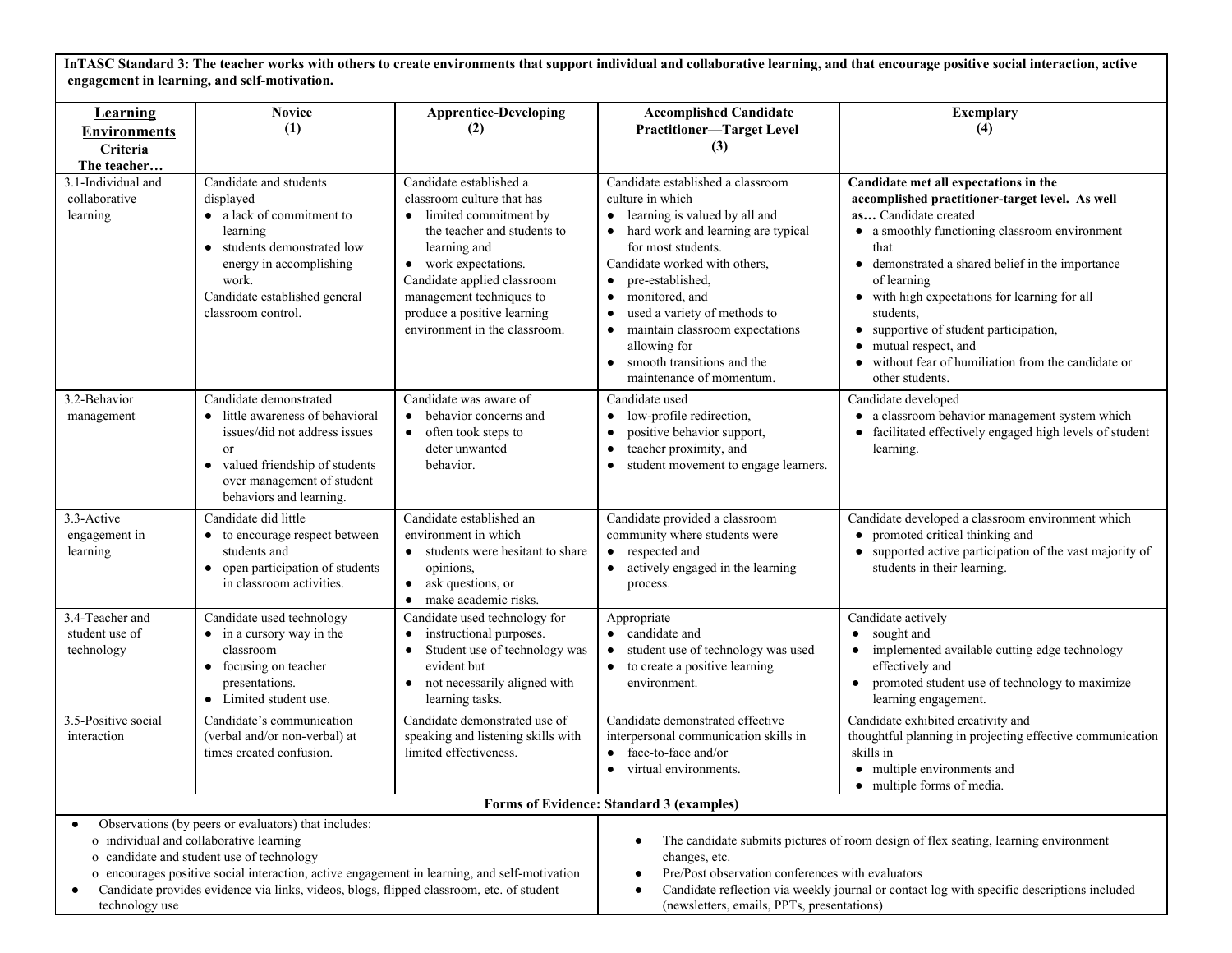**InTASC Standard 3: The teacher works with others to create environments that support individual and collaborative learning, and that encourage positive social interaction, active engagement in learning, and self-motivation.**

| **Learning Environments** Criteria The teacher… | **Novice (1)** | **Apprentice-Developing (2)** | **Accomplished Candidate Practitioner—Target Level (3)** | **Exemplary (4)** |
|---|---|---|---|---|
| 3.1-Individual and collaborative learning | Candidate and students displayed <br>● a lack of commitment to learning <br>● students demonstrated low energy in accomplishing work. <br>Candidate established general classroom control. | Candidate established a classroom culture that has <br>● limited commitment by the teacher and students to learning and <br>● work expectations. <br>Candidate applied classroom management techniques to produce a positive learning environment in the classroom. | Candidate established a classroom culture in which <br>● learning is valued by all and <br>● hard work and learning are typical for most students. <br>Candidate worked with others, <br>● pre-established, <br>● monitored, and <br>● used a variety of methods to <br>● maintain classroom expectations allowing for <br>● smooth transitions and the maintenance of momentum. | **Candidate met all expectations in the accomplished practitioner-target level. As well as…** Candidate created <br>● a smoothly functioning classroom environment that <br>● demonstrated a shared belief in the importance of learning <br>● with high expectations for learning for all students, <br>● supportive of student participation, <br>● mutual respect, and <br>● without fear of humiliation from the candidate or other students. |
| 3.2-Behavior management | Candidate demonstrated <br>● little awareness of behavioral issues/did not address issues or <br>● valued friendship of students over management of student behaviors and learning. | Candidate was aware of <br>● behavior concerns and <br>● often took steps to deter unwanted behavior. | Candidate used <br>● low-profile redirection, <br>● positive behavior support, <br>● teacher proximity, and <br>● student movement to engage learners. | Candidate developed <br>● a classroom behavior management system which <br>● facilitated effectively engaged high levels of student learning. |
| 3.3-Active engagement in learning | Candidate did little <br>● to encourage respect between students and <br>● open participation of students in classroom activities. | Candidate established an environment in which <br>● students were hesitant to share opinions, <br>● ask questions, or <br>● make academic risks. | Candidate provided a classroom community where students were <br>● respected and <br>● actively engaged in the learning process. | Candidate developed a classroom environment which <br>● promoted critical thinking and <br>● supported active participation of the vast majority of students in their learning. |
| 3.4-Teacher and student use of technology | Candidate used technology <br>● in a cursory way in the classroom <br>● focusing on teacher presentations. <br>● Limited student use. | Candidate used technology for <br>● instructional purposes. <br>● Student use of technology was evident but <br>● not necessarily aligned with learning tasks. | Appropriate <br>● candidate and <br>● student use of technology was used <br>● to create a positive learning environment. | Candidate actively <br>● sought and <br>● implemented available cutting edge technology effectively and <br>● promoted student use of technology to maximize learning engagement. |
| 3.5-Positive social interaction | Candidate's communication (verbal and/or non-verbal) at times created confusion. | Candidate demonstrated use of speaking and listening skills with limited effectiveness. | Candidate demonstrated effective interpersonal communication skills in <br>● face-to-face and/or <br>● virtual environments. | Candidate exhibited creativity and thoughtful planning in projecting effective communication skills in <br>● multiple environments and <br>● multiple forms of media. |

**Forms of Evidence: Standard 3 (examples)**

- Observations (by peers or evaluators) that includes:
  - o individual and collaborative learning
  - o candidate and student use of technology
  - o encourages positive social interaction, active engagement in learning, and self-motivation
- Candidate provides evidence via links, videos, blogs, flipped classroom, etc. of student technology use
- The candidate submits pictures of room design of flex seating, learning environment changes, etc.
- Pre/Post observation conferences with evaluators
- Candidate reflection via weekly journal or contact log with specific descriptions included (newsletters, emails, PPTs, presentations)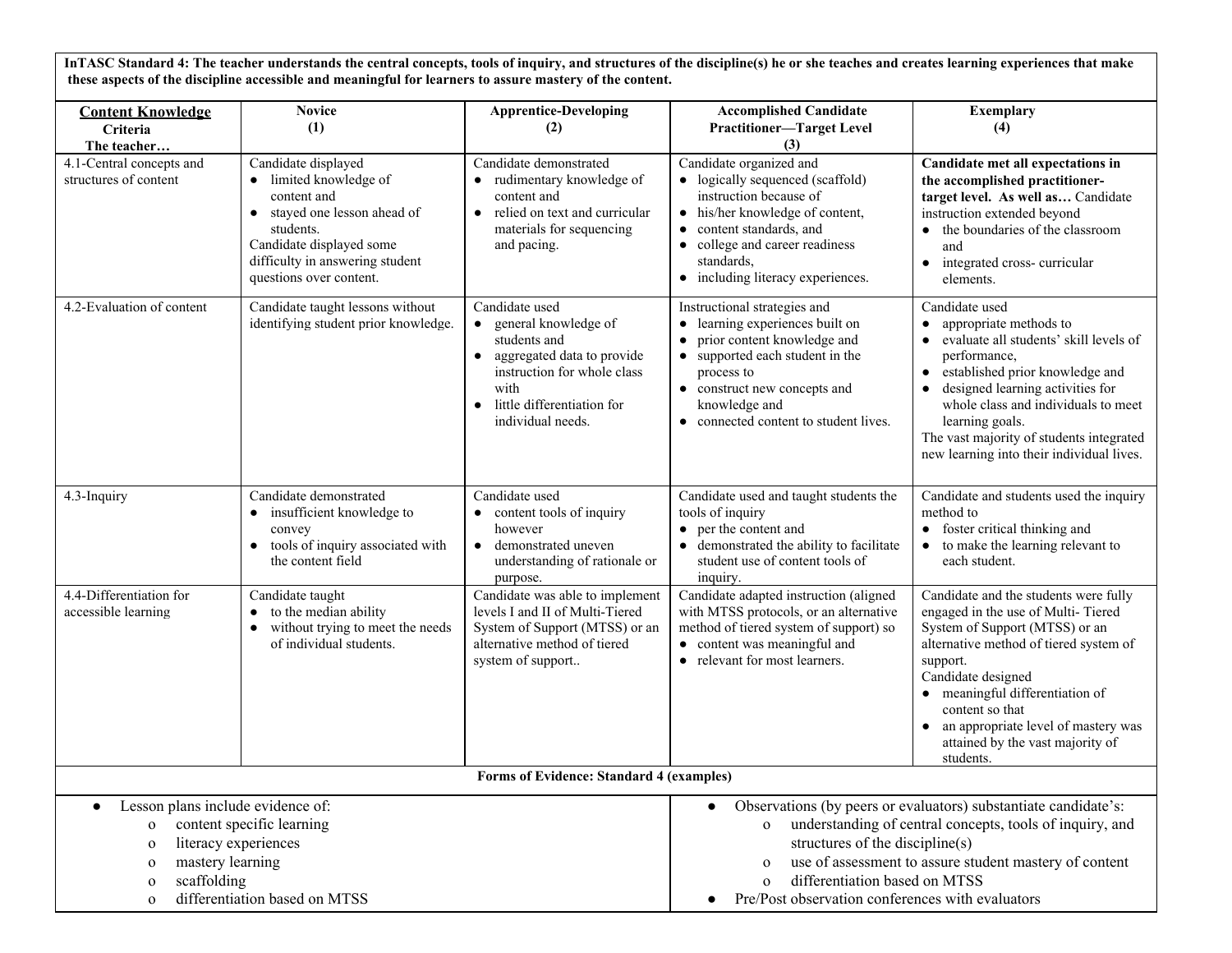**InTASC Standard 4: The teacher understands the central concepts, tools of inquiry, and structures of the discipline(s) he or she teaches and creates learning experiences that make these aspects of the discipline accessible and meaningful for learners to assure mastery of the content.**

| **Content Knowledge** Criteria The teacher… | **Novice (1)** | **Apprentice-Developing (2)** | **Accomplished Candidate Practitioner—Target Level (3)** | **Exemplary (4)** |
|---|---|---|---|---|
| 4.1-Central concepts and structures of content | Candidate displayed <br>● limited knowledge of content and <br>● stayed one lesson ahead of students. <br>Candidate displayed some difficulty in answering student questions over content. | Candidate demonstrated <br>● rudimentary knowledge of content and <br>● relied on text and curricular materials for sequencing and pacing. | Candidate organized and <br>● logically sequenced (scaffold) instruction because of <br>● his/her knowledge of content, <br>● content standards, and <br>● college and career readiness standards, <br>● including literacy experiences. | **Candidate met all expectations in the accomplished practitioner-target level. As well as…** Candidate instruction extended beyond <br>● the boundaries of the classroom and <br>● integrated cross- curricular elements. |
| 4.2-Evaluation of content | Candidate taught lessons without identifying student prior knowledge. | Candidate used <br>● general knowledge of students and <br>● aggregated data to provide instruction for whole class with <br>● little differentiation for individual needs. | Instructional strategies and <br>● learning experiences built on <br>● prior content knowledge and <br>● supported each student in the process to <br>● construct new concepts and knowledge and <br>● connected content to student lives. | Candidate used <br>● appropriate methods to <br>● evaluate all students' skill levels of performance, <br>● established prior knowledge and <br>● designed learning activities for whole class and individuals to meet learning goals. <br>The vast majority of students integrated new learning into their individual lives. |
| 4.3-Inquiry | Candidate demonstrated <br>● insufficient knowledge to convey <br>● tools of inquiry associated with the content field | Candidate used <br>● content tools of inquiry however <br>● demonstrated uneven understanding of rationale or purpose. | Candidate used and taught students the tools of inquiry <br>● per the content and <br>● demonstrated the ability to facilitate student use of content tools of inquiry. | Candidate and students used the inquiry method to <br>● foster critical thinking and <br>● to make the learning relevant to each student. |
| 4.4-Differentiation for accessible learning | Candidate taught <br>● to the median ability <br>● without trying to meet the needs of individual students. | Candidate was able to implement levels I and II of Multi-Tiered System of Support (MTSS) or an alternative method of tiered system of support.. | Candidate adapted instruction (aligned with MTSS protocols, or an alternative method of tiered system of support) so <br>● content was meaningful and <br>● relevant for most learners. | Candidate and the students were fully engaged in the use of Multi- Tiered System of Support (MTSS) or an alternative method of tiered system of support. <br>Candidate designed <br>● meaningful differentiation of content so that <br>● an appropriate level of mastery was attained by the vast majority of students. |

**Forms of Evidence: Standard 4 (examples)**

- Lesson plans include evidence of:
  - content specific learning
  - literacy experiences
  - mastery learning
  - scaffolding
  - differentiation based on MTSS
- Observations (by peers or evaluators) substantiate candidate's:
  - understanding of central concepts, tools of inquiry, and structures of the discipline(s)
  - use of assessment to assure student mastery of content
  - differentiation based on MTSS
- Pre/Post observation conferences with evaluators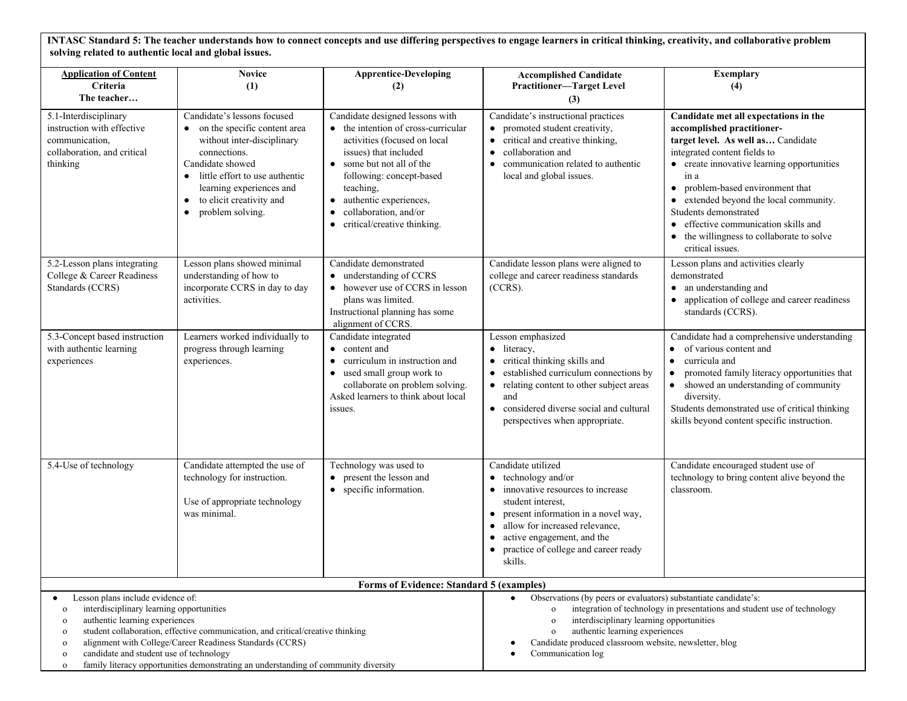**INTASC Standard 5: The teacher understands how to connect concepts and use differing perspectives to engage learners in critical thinking, creativity, and collaborative problem solving related to authentic local and global issues.**

| **Application of Content Criteria The teacher…** | **Novice (1)** | **Apprentice-Developing (2)** | **Accomplished Candidate Practitioner—Target Level (3)** | **Exemplary (4)** |
|---|---|---|---|---|
| 5.1-Interdisciplinary instruction with effective communication, collaboration, and critical thinking | Candidate's lessons focused <br>● on the specific content area without inter-disciplinary connections.<br>Candidate showed<br>● little effort to use authentic learning experiences and<br>● to elicit creativity and<br>● problem solving. | Candidate designed lessons with<br>● the intention of cross-curricular activities (focused on local issues) that included<br>● some but not all of the following: concept-based teaching,<br>● authentic experiences,<br>● collaboration, and/or<br>● critical/creative thinking. | Candidate's instructional practices<br>● promoted student creativity,<br>● critical and creative thinking,<br>● collaboration and<br>● communication related to authentic local and global issues. | **Candidate met all expectations in the accomplished practitioner-target level. As well as…** Candidate integrated content fields to<br>● create innovative learning opportunities in a<br>● problem-based environment that<br>● extended beyond the local community.<br>Students demonstrated<br>● effective communication skills and<br>● the willingness to collaborate to solve critical issues. |
| 5.2-Lesson plans integrating College & Career Readiness Standards (CCRS) | Lesson plans showed minimal understanding of how to incorporate CCRS in day to day activities. | Candidate demonstrated<br>● understanding of CCRS<br>● however use of CCRS in lesson plans was limited.<br>Instructional planning has some alignment of CCRS. | Candidate lesson plans were aligned to college and career readiness standards (CCRS). | Lesson plans and activities clearly demonstrated<br>● an understanding and<br>● application of college and career readiness standards (CCRS). |
| 5.3-Concept based instruction with authentic learning experiences | Learners worked individually to progress through learning experiences. | Candidate integrated<br>● content and<br>● curriculum in instruction and<br>● used small group work to collaborate on problem solving.<br>Asked learners to think about local issues. | Lesson emphasized<br>● literacy,<br>● critical thinking skills and<br>● established curriculum connections by<br>● relating content to other subject areas and<br>● considered diverse social and cultural perspectives when appropriate. | Candidate had a comprehensive understanding<br>● of various content and<br>● curricula and<br>● promoted family literacy opportunities that<br>● showed an understanding of community diversity.<br>Students demonstrated use of critical thinking skills beyond content specific instruction. |
| 5.4-Use of technology | Candidate attempted the use of technology for instruction.<br><br>Use of appropriate technology was minimal. | Technology was used to<br>● present the lesson and<br>● specific information. | Candidate utilized<br>● technology and/or<br>● innovative resources to increase student interest,<br>● present information in a novel way,<br>● allow for increased relevance,<br>● active engagement, and the<br>● practice of college and career ready skills. | Candidate encouraged student use of technology to bring content alive beyond the classroom. |

**Forms of Evidence: Standard 5 (examples)**

- Lesson plans include evidence of:
  - interdisciplinary learning opportunities
  - authentic learning experiences
  - student collaboration, effective communication, and critical/creative thinking
  - alignment with College/Career Readiness Standards (CCRS)
  - candidate and student use of technology
  - family literacy opportunities demonstrating an understanding of community diversity
- Observations (by peers or evaluators) substantiate candidate's:
  - integration of technology in presentations and student use of technology
  - interdisciplinary learning opportunities
  - authentic learning experiences
- Candidate produced classroom website, newsletter, blog
- Communication log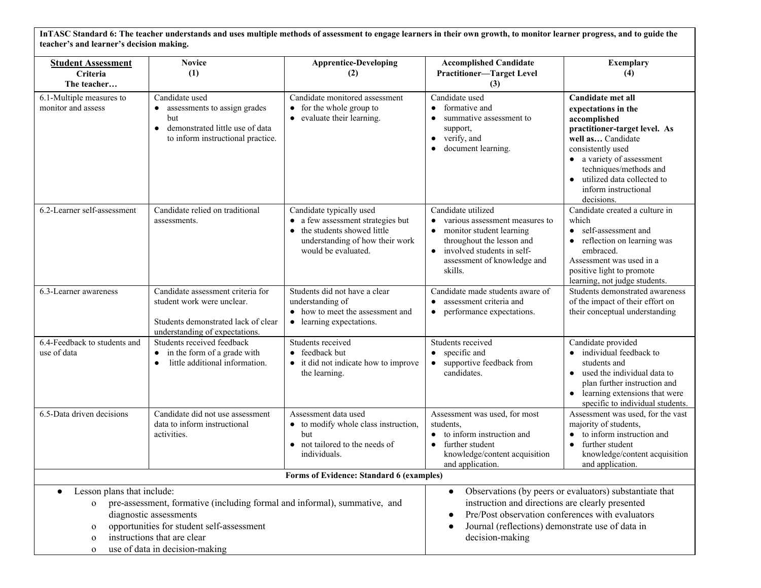**InTASC Standard 6: The teacher understands and uses multiple methods of assessment to engage learners in their own growth, to monitor learner progress, and to guide the teacher's and learner's decision making.**

| **Student Assessment** Criteria The teacher… | **Novice (1)** | **Apprentice-Developing (2)** | **Accomplished Candidate Practitioner—Target Level (3)** | **Exemplary (4)** |
|---|---|---|---|---|
| 6.1-Multiple measures to monitor and assess | Candidate used<br>● assessments to assign grades but<br>● demonstrated little use of data to inform instructional practice. | Candidate monitored assessment<br>● for the whole group to<br>● evaluate their learning. | Candidate used<br>● formative and<br>● summative assessment to support,<br>● verify, and<br>● document learning. | **Candidate met all expectations in the accomplished practitioner-target level. As well as…** Candidate consistently used<br>● a variety of assessment techniques/methods and<br>● utilized data collected to inform instructional decisions. |
| 6.2-Learner self-assessment | Candidate relied on traditional assessments. | Candidate typically used<br>● a few assessment strategies but<br>● the students showed little understanding of how their work would be evaluated. | Candidate utilized<br>● various assessment measures to<br>● monitor student learning throughout the lesson and<br>● involved students in self-assessment of knowledge and skills. | Candidate created a culture in which<br>● self-assessment and<br>● reflection on learning was embraced.<br>Assessment was used in a positive light to promote learning, not judge students. |
| 6.3-Learner awareness | Candidate assessment criteria for student work were unclear.<br><br>Students demonstrated lack of clear understanding of expectations. | Students did not have a clear understanding of<br>● how to meet the assessment and<br>● learning expectations. | Candidate made students aware of<br>● assessment criteria and<br>● performance expectations. | Students demonstrated awareness of the impact of their effort on their conceptual understanding |
| 6.4-Feedback to students and use of data | Students received feedback<br>● in the form of a grade with<br>● little additional information. | Students received<br>● feedback but<br>● it did not indicate how to improve the learning. | Students received<br>● specific and<br>● supportive feedback from candidates. | Candidate provided<br>● individual feedback to students and<br>● used the individual data to plan further instruction and<br>● learning extensions that were specific to individual students. |
| 6.5-Data driven decisions | Candidate did not use assessment data to inform instructional activities. | Assessment data used<br>● to modify whole class instruction, but<br>● not tailored to the needs of individuals. | Assessment was used, for most students,<br>● to inform instruction and<br>● further student knowledge/content acquisition and application. | Assessment was used, for the vast majority of students,<br>● to inform instruction and<br>● further student knowledge/content acquisition and application. |

**Forms of Evidence: Standard 6 (examples)**

- Lesson plans that include:
  - pre-assessment, formative (including formal and informal), summative, and diagnostic assessments
  - opportunities for student self-assessment
  - instructions that are clear
  - use of data in decision-making
- Observations (by peers or evaluators) substantiate that instruction and directions are clearly presented
- Pre/Post observation conferences with evaluators
- Journal (reflections) demonstrate use of data in decision-making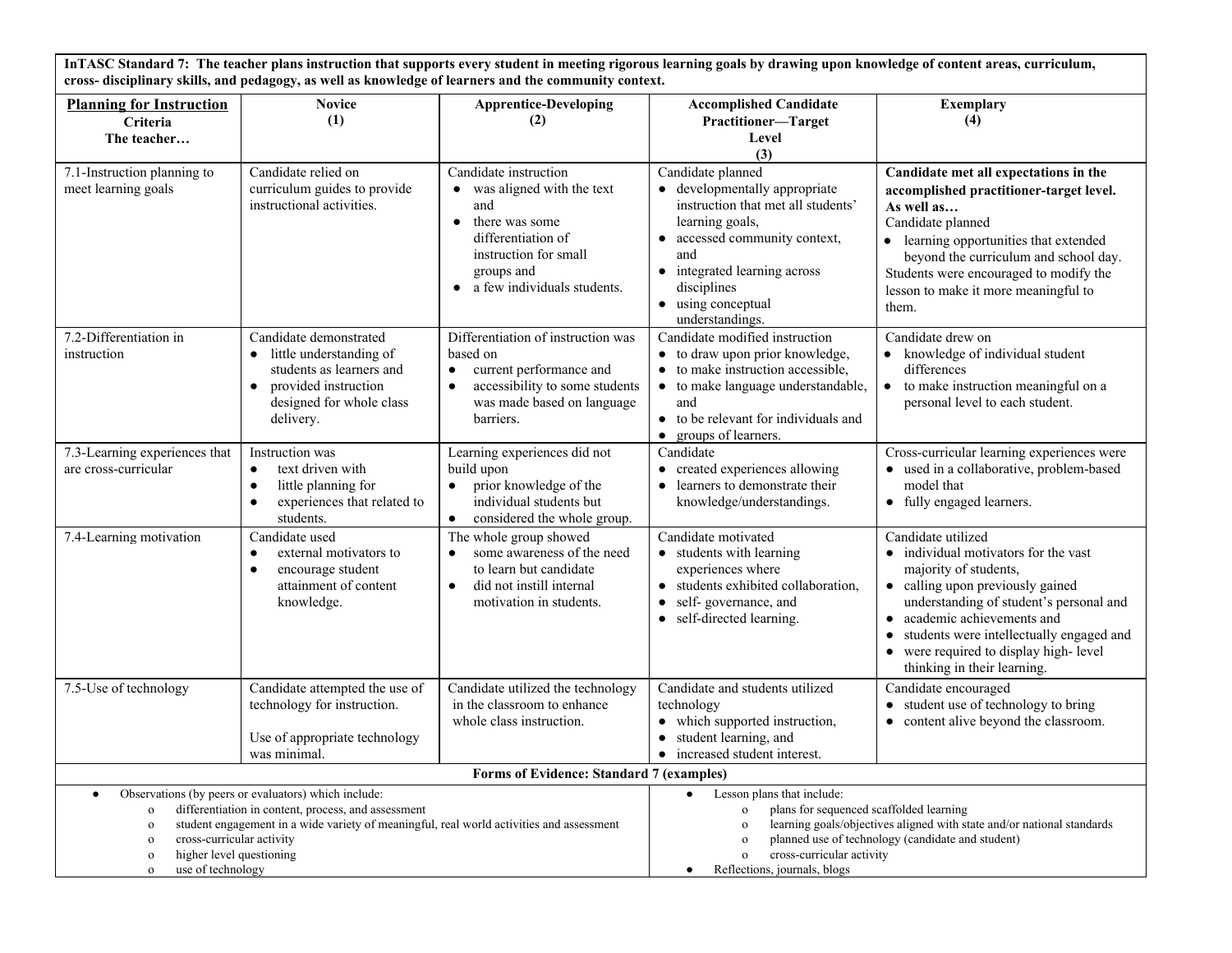**InTASC Standard 7: The teacher plans instruction that supports every student in meeting rigorous learning goals by drawing upon knowledge of content areas, curriculum, cross- disciplinary skills, and pedagogy, as well as knowledge of learners and the community context.**

| **Planning for Instruction** Criteria The teacher… | **Novice (1)** | **Apprentice-Developing (2)** | **Accomplished Candidate Practitioner—Target Level (3)** | **Exemplary (4)** |
|---|---|---|---|---|
| 7.1-Instruction planning to meet learning goals | Candidate relied on curriculum guides to provide instructional activities. | Candidate instruction<br>• was aligned with the text and<br>• there was some differentiation of instruction for small groups and<br>• a few individuals students. | Candidate planned<br>• developmentally appropriate instruction that met all students' learning goals,<br>• accessed community context, and<br>• integrated learning across disciplines<br>• using conceptual understandings. | **Candidate met all expectations in the accomplished practitioner-target level. As well as…**<br>Candidate planned<br>• learning opportunities that extended beyond the curriculum and school day.<br>Students were encouraged to modify the lesson to make it more meaningful to them. |
| 7.2-Differentiation in instruction | Candidate demonstrated<br>• little understanding of students as learners and<br>• provided instruction designed for whole class delivery. | Differentiation of instruction was based on<br>• current performance and<br>• accessibility to some students was made based on language barriers. | Candidate modified instruction<br>• to draw upon prior knowledge,<br>• to make instruction accessible,<br>• to make language understandable, and<br>• to be relevant for individuals and<br>• groups of learners. | Candidate drew on<br>• knowledge of individual student differences<br>• to make instruction meaningful on a personal level to each student. |
| 7.3-Learning experiences that are cross-curricular | Instruction was<br>• text driven with<br>• little planning for<br>• experiences that related to students. | Learning experiences did not build upon<br>• prior knowledge of the individual students but<br>• considered the whole group. | Candidate<br>• created experiences allowing<br>• learners to demonstrate their knowledge/understandings. | Cross-curricular learning experiences were<br>• used in a collaborative, problem-based model that<br>• fully engaged learners. |
| 7.4-Learning motivation | Candidate used<br>• external motivators to<br>• encourage student attainment of content knowledge. | The whole group showed<br>• some awareness of the need to learn but candidate<br>• did not instill internal motivation in students. | Candidate motivated<br>• students with learning experiences where<br>• students exhibited collaboration,<br>• self- governance, and<br>• self-directed learning. | Candidate utilized<br>• individual motivators for the vast majority of students,<br>• calling upon previously gained understanding of student's personal and<br>• academic achievements and<br>• students were intellectually engaged and<br>• were required to display high- level thinking in their learning. |
| 7.5-Use of technology | Candidate attempted the use of technology for instruction.<br><br>Use of appropriate technology was minimal. | Candidate utilized the technology in the classroom to enhance whole class instruction. | Candidate and students utilized technology<br>• which supported instruction,<br>• student learning, and<br>• increased student interest. | Candidate encouraged<br>• student use of technology to bring<br>• content alive beyond the classroom. |

**Forms of Evidence: Standard 7 (examples)**

- Observations (by peers or evaluators) which include:
  - differentiation in content, process, and assessment
  - student engagement in a wide variety of meaningful, real world activities and assessment
  - cross-curricular activity
  - higher level questioning
  - use of technology
- Lesson plans that include:
  - plans for sequenced scaffolded learning
  - learning goals/objectives aligned with state and/or national standards
  - planned use of technology (candidate and student)
  - cross-curricular activity
- Reflections, journals, blogs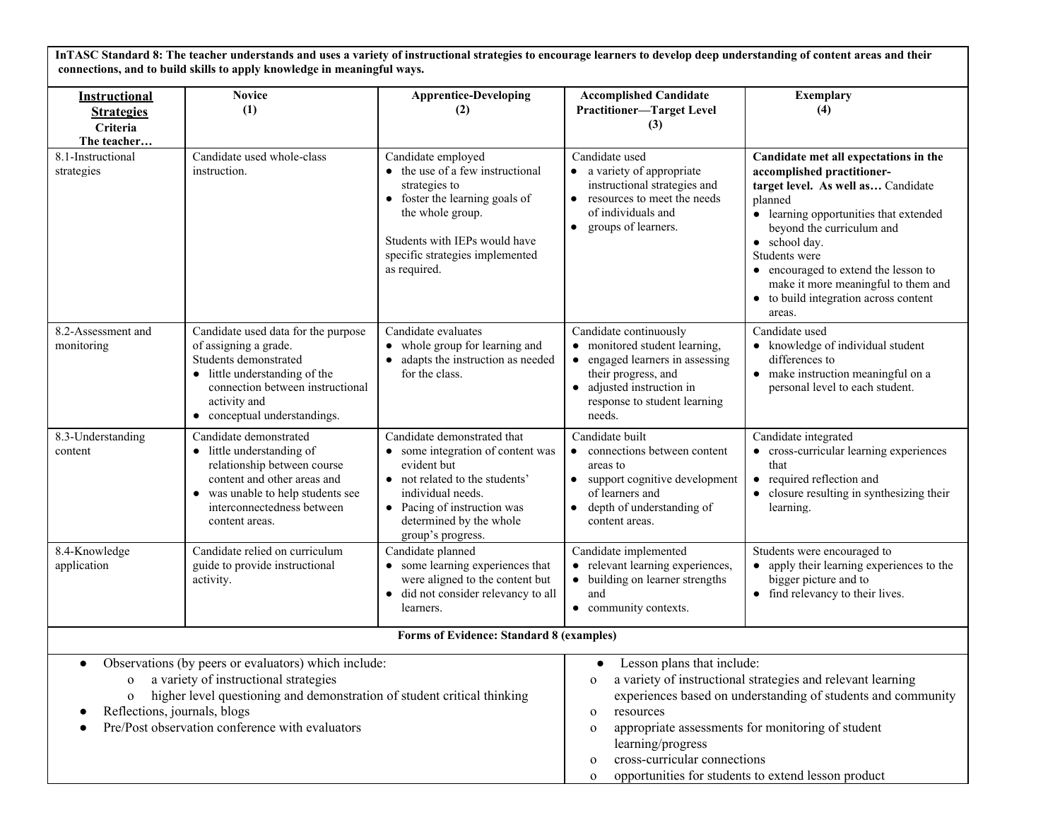**InTASC Standard 8: The teacher understands and uses a variety of instructional strategies to encourage learners to develop deep understanding of content areas and their connections, and to build skills to apply knowledge in meaningful ways.**

| **Instructional Strategies** Criteria The teacher… | **Novice (1)** | **Apprentice-Developing (2)** | **Accomplished Candidate Practitioner—Target Level (3)** | **Exemplary (4)** |
|---|---|---|---|---|
| 8.1-Instructional strategies | Candidate used whole-class instruction. | Candidate employed <br>● the use of a few instructional strategies to <br>● foster the learning goals of the whole group. <br><br>Students with IEPs would have specific strategies implemented as required. | Candidate used <br>● a variety of appropriate instructional strategies and <br>● resources to meet the needs of individuals and <br>● groups of learners. | **Candidate met all expectations in the accomplished practitioner-target level. As well as…** Candidate planned <br>● learning opportunities that extended beyond the curriculum and <br>● school day. <br>Students were <br>● encouraged to extend the lesson to make it more meaningful to them and <br>● to build integration across content areas. |
| 8.2-Assessment and monitoring | Candidate used data for the purpose of assigning a grade. Students demonstrated <br>● little understanding of the connection between instructional activity and <br>● conceptual understandings. | Candidate evaluates <br>● whole group for learning and <br>● adapts the instruction as needed for the class. | Candidate continuously <br>● monitored student learning, <br>● engaged learners in assessing their progress, and <br>● adjusted instruction in response to student learning needs. | Candidate used <br>● knowledge of individual student differences to <br>● make instruction meaningful on a personal level to each student. |
| 8.3-Understanding content | Candidate demonstrated <br>● little understanding of relationship between course content and other areas and <br>● was unable to help students see interconnectedness between content areas. | Candidate demonstrated that <br>● some integration of content was evident but <br>● not related to the students' individual needs. <br>● Pacing of instruction was determined by the whole group's progress. | Candidate built <br>● connections between content areas to <br>● support cognitive development of learners and <br>● depth of understanding of content areas. | Candidate integrated <br>● cross-curricular learning experiences that <br>● required reflection and <br>● closure resulting in synthesizing their learning. |
| 8.4-Knowledge application | Candidate relied on curriculum guide to provide instructional activity. | Candidate planned <br>● some learning experiences that were aligned to the content but <br>● did not consider relevancy to all learners. | Candidate implemented <br>● relevant learning experiences, <br>● building on learner strengths and <br>● community contexts. | Students were encouraged to <br>● apply their learning experiences to the bigger picture and to <br>● find relevancy to their lives. |

**Forms of Evidence: Standard 8 (examples)**

- Observations (by peers or evaluators) which include:
  - a variety of instructional strategies
  - higher level questioning and demonstration of student critical thinking
- Reflections, journals, blogs
- Pre/Post observation conference with evaluators

- Lesson plans that include:
  - a variety of instructional strategies and relevant learning experiences based on understanding of students and community
  - resources
  - appropriate assessments for monitoring of student learning/progress
  - cross-curricular connections
  - opportunities for students to extend lesson product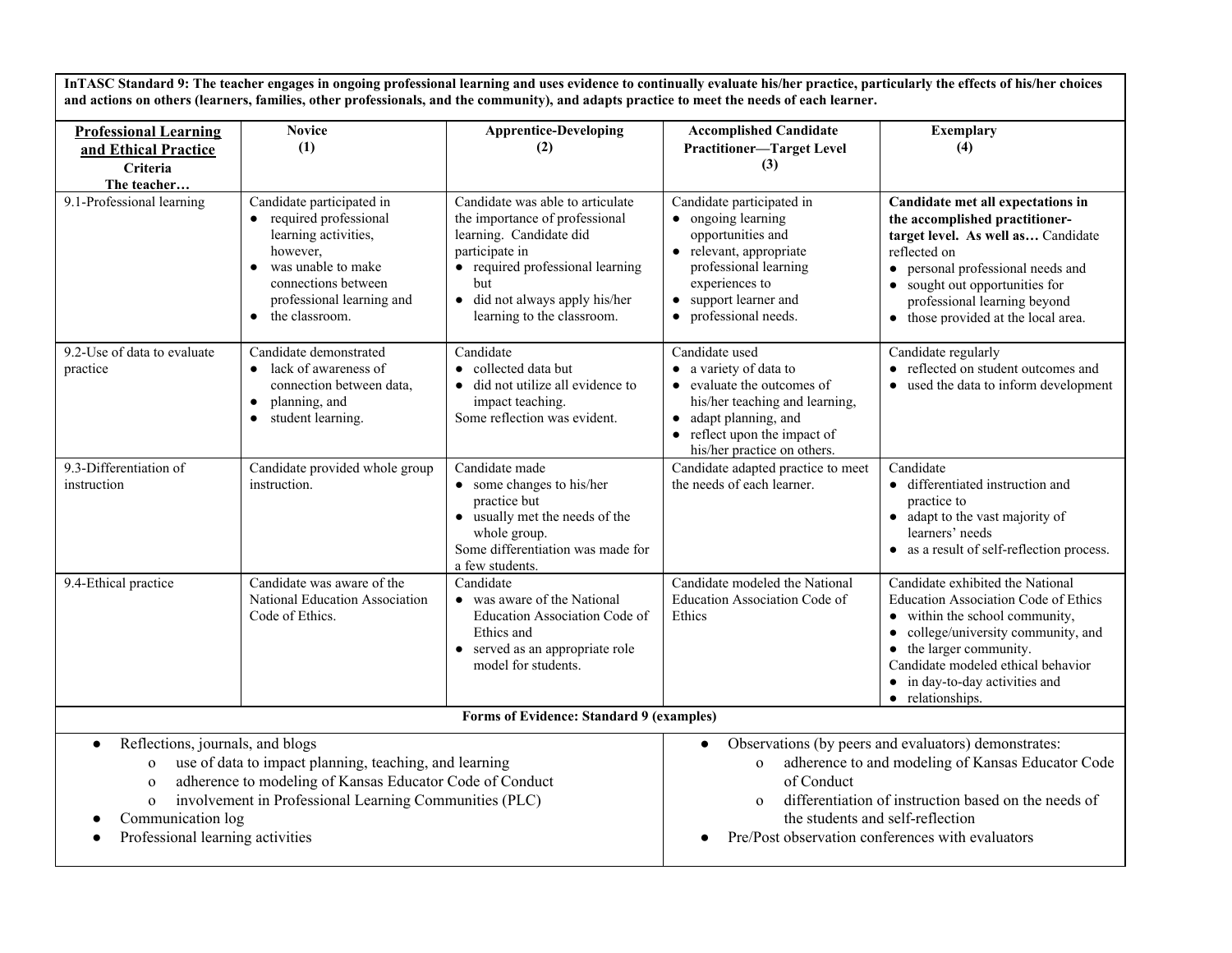**InTASC Standard 9: The teacher engages in ongoing professional learning and uses evidence to continually evaluate his/her practice, particularly the effects of his/her choices and actions on others (learners, families, other professionals, and the community), and adapts practice to meet the needs of each learner.**

| **Professional Learning and Ethical Practice** **Criteria** **The teacher…** | **Novice (1)** | **Apprentice-Developing (2)** | **Accomplished Candidate Practitioner—Target Level (3)** | **Exemplary (4)** |
|---|---|---|---|---|
| 9.1-Professional learning | Candidate participated in<br>● required professional learning activities, however,<br>● was unable to make connections between professional learning and<br>● the classroom. | Candidate was able to articulate the importance of professional learning. Candidate did participate in<br>● required professional learning but<br>● did not always apply his/her learning to the classroom. | Candidate participated in<br>● ongoing learning opportunities and<br>● relevant, appropriate professional learning experiences to<br>● support learner and<br>● professional needs. | **Candidate met all expectations in the accomplished practitioner-target level. As well as…** Candidate reflected on<br>● personal professional needs and<br>● sought out opportunities for professional learning beyond<br>● those provided at the local area. |
| 9.2-Use of data to evaluate practice | Candidate demonstrated<br>● lack of awareness of connection between data,<br>● planning, and<br>● student learning. | Candidate<br>● collected data but<br>● did not utilize all evidence to impact teaching.<br>Some reflection was evident. | Candidate used<br>● a variety of data to<br>● evaluate the outcomes of his/her teaching and learning,<br>● adapt planning, and<br>● reflect upon the impact of his/her practice on others. | Candidate regularly<br>● reflected on student outcomes and<br>● used the data to inform development |
| 9.3-Differentiation of instruction | Candidate provided whole group instruction. | Candidate made<br>● some changes to his/her practice but<br>● usually met the needs of the whole group.<br>Some differentiation was made for a few students. | Candidate adapted practice to meet the needs of each learner. | Candidate<br>● differentiated instruction and practice to<br>● adapt to the vast majority of learners' needs<br>● as a result of self-reflection process. |
| 9.4-Ethical practice | Candidate was aware of the National Education Association Code of Ethics. | Candidate<br>● was aware of the National Education Association Code of Ethics and<br>● served as an appropriate role model for students. | Candidate modeled the National Education Association Code of Ethics | Candidate exhibited the National Education Association Code of Ethics<br>● within the school community,<br>● college/university community, and<br>● the larger community.<br>Candidate modeled ethical behavior<br>● in day-to-day activities and<br>● relationships. |

**Forms of Evidence: Standard 9 (examples)**

- Reflections, journals, and blogs
  - use of data to impact planning, teaching, and learning
  - adherence to modeling of Kansas Educator Code of Conduct
  - involvement in Professional Learning Communities (PLC)
- Communication log
- Professional learning activities
- Observations (by peers and evaluators) demonstrates:
  - adherence to and modeling of Kansas Educator Code of Conduct
  - differentiation of instruction based on the needs of the students and self-reflection
- Pre/Post observation conferences with evaluators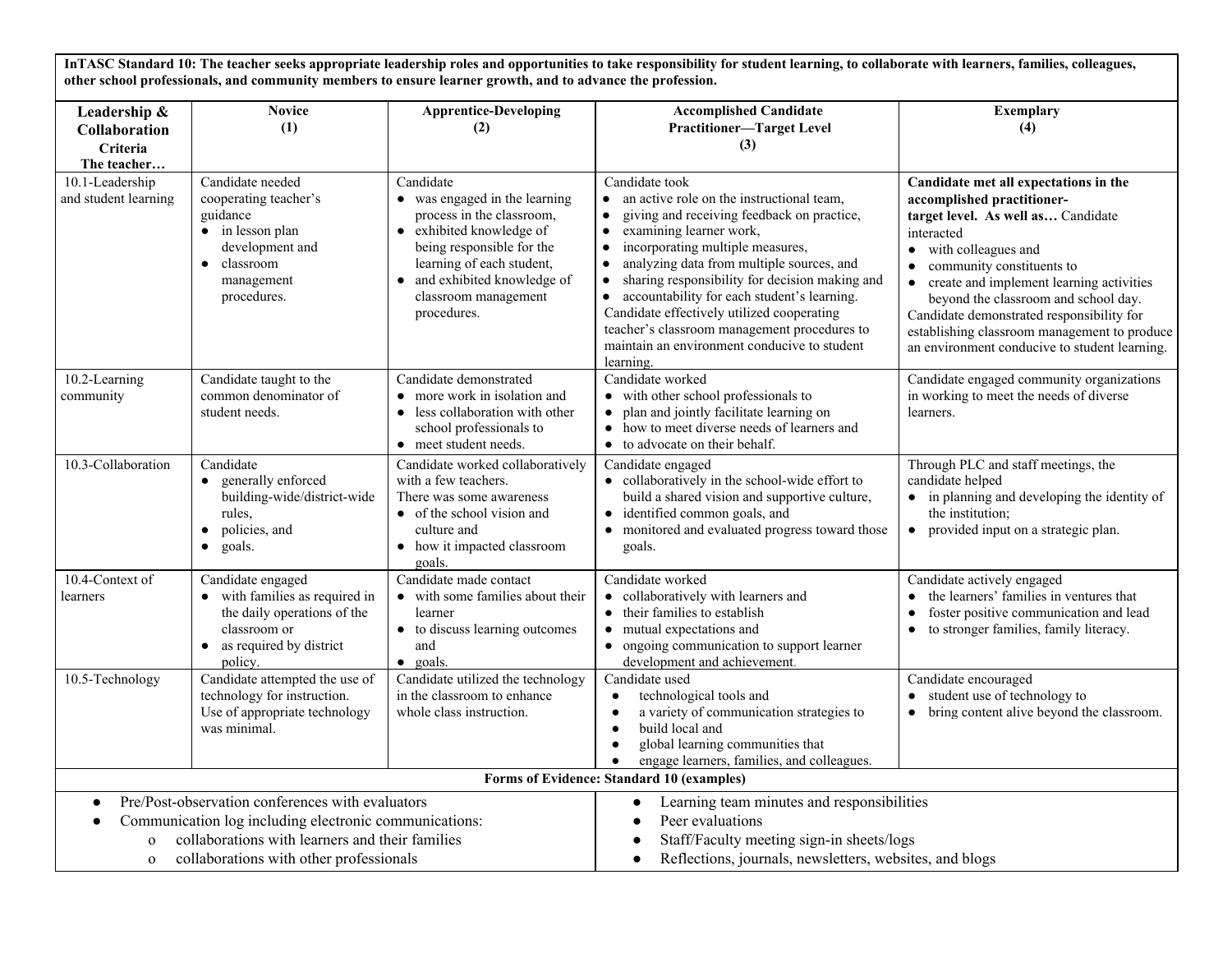**InTASC Standard 10: The teacher seeks appropriate leadership roles and opportunities to take responsibility for student learning, to collaborate with learners, families, colleagues, other school professionals, and community members to ensure learner growth, and to advance the profession.**

| **Leadership & Collaboration Criteria The teacher…** | **Novice (1)** | **Apprentice-Developing (2)** | **Accomplished Candidate Practitioner—Target Level (3)** | **Exemplary (4)** |
|---|---|---|---|---|
| 10.1-Leadership and student learning | Candidate needed cooperating teacher's guidance<br>● in lesson plan development and<br>● classroom management procedures. | Candidate<br>● was engaged in the learning process in the classroom,<br>● exhibited knowledge of being responsible for the learning of each student,<br>● and exhibited knowledge of classroom management procedures. | Candidate took<br>● an active role on the instructional team,<br>● giving and receiving feedback on practice,<br>● examining learner work,<br>● incorporating multiple measures,<br>● analyzing data from multiple sources, and<br>● sharing responsibility for decision making and<br>● accountability for each student's learning.<br>Candidate effectively utilized cooperating teacher's classroom management procedures to maintain an environment conducive to student learning. | **Candidate met all expectations in the accomplished practitioner-target level. As well as…** Candidate interacted<br>● with colleagues and<br>● community constituents to<br>● create and implement learning activities beyond the classroom and school day.<br>Candidate demonstrated responsibility for establishing classroom management to produce an environment conducive to student learning. |
| 10.2-Learning community | Candidate taught to the common denominator of student needs. | Candidate demonstrated<br>● more work in isolation and<br>● less collaboration with other school professionals to<br>● meet student needs. | Candidate worked<br>● with other school professionals to<br>● plan and jointly facilitate learning on<br>● how to meet diverse needs of learners and<br>● to advocate on their behalf. | Candidate engaged community organizations in working to meet the needs of diverse learners. |
| 10.3-Collaboration | Candidate<br>● generally enforced building-wide/district-wide rules,<br>● policies, and<br>● goals. | Candidate worked collaboratively with a few teachers.<br>There was some awareness<br>● of the school vision and culture and<br>● how it impacted classroom goals. | Candidate engaged<br>● collaboratively in the school-wide effort to build a shared vision and supportive culture,<br>● identified common goals, and<br>● monitored and evaluated progress toward those goals. | Through PLC and staff meetings, the candidate helped<br>● in planning and developing the identity of the institution;<br>● provided input on a strategic plan. |
| 10.4-Context of learners | Candidate engaged<br>● with families as required in the daily operations of the classroom or<br>● as required by district policy. | Candidate made contact<br>● with some families about their learner<br>● to discuss learning outcomes and<br>● goals. | Candidate worked<br>● collaboratively with learners and<br>● their families to establish<br>● mutual expectations and<br>● ongoing communication to support learner development and achievement. | Candidate actively engaged<br>● the learners' families in ventures that<br>● foster positive communication and lead<br>● to stronger families, family literacy. |
| 10.5-Technology | Candidate attempted the use of technology for instruction.<br>Use of appropriate technology was minimal. | Candidate utilized the technology in the classroom to enhance whole class instruction. | Candidate used<br>● technological tools and<br>● a variety of communication strategies to<br>● build local and<br>● global learning communities that<br>● engage learners, families, and colleagues. | Candidate encouraged<br>● student use of technology to<br>● bring content alive beyond the classroom. |

**Forms of Evidence: Standard 10 (examples)**

- Pre/Post-observation conferences with evaluators
- Communication log including electronic communications:
  - collaborations with learners and their families
  - collaborations with other professionals
- Learning team minutes and responsibilities
- Peer evaluations
- Staff/Faculty meeting sign-in sheets/logs
- Reflections, journals, newsletters, websites, and blogs